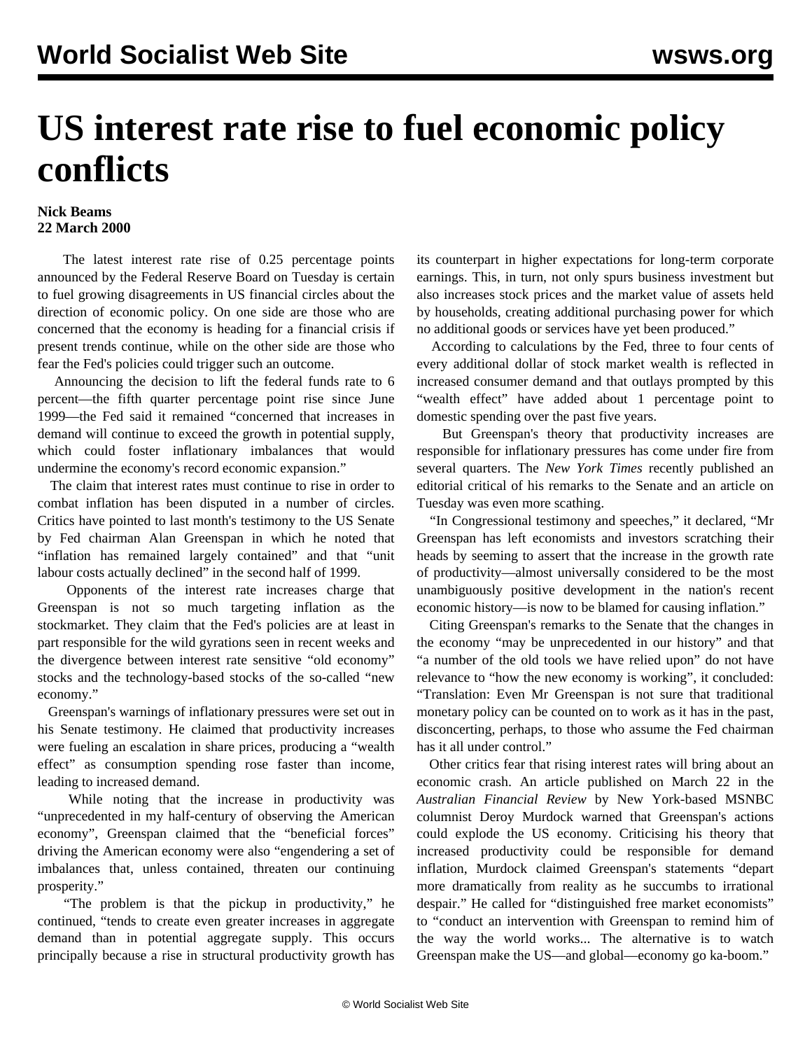# US interest rate rise to fuel economic policy conflicts

**Nick Beams**
**22 March 2000**

The latest interest rate rise of 0.25 percentage points announced by the Federal Reserve Board on Tuesday is certain to fuel growing disagreements in US financial circles about the direction of economic policy. On one side are those who are concerned that the economy is heading for a financial crisis if present trends continue, while on the other side are those who fear the Fed's policies could trigger such an outcome.

Announcing the decision to lift the federal funds rate to 6 percent—the fifth quarter percentage point rise since June 1999—the Fed said it remained "concerned that increases in demand will continue to exceed the growth in potential supply, which could foster inflationary imbalances that would undermine the economy's record economic expansion."

The claim that interest rates must continue to rise in order to combat inflation has been disputed in a number of circles. Critics have pointed to last month's testimony to the US Senate by Fed chairman Alan Greenspan in which he noted that "inflation has remained largely contained" and that "unit labour costs actually declined" in the second half of 1999.

Opponents of the interest rate increases charge that Greenspan is not so much targeting inflation as the stockmarket. They claim that the Fed's policies are at least in part responsible for the wild gyrations seen in recent weeks and the divergence between interest rate sensitive "old economy" stocks and the technology-based stocks of the so-called "new economy."

Greenspan's warnings of inflationary pressures were set out in his Senate testimony. He claimed that productivity increases were fueling an escalation in share prices, producing a "wealth effect" as consumption spending rose faster than income, leading to increased demand.

While noting that the increase in productivity was "unprecedented in my half-century of observing the American economy", Greenspan claimed that the "beneficial forces" driving the American economy were also "engendering a set of imbalances that, unless contained, threaten our continuing prosperity."

"The problem is that the pickup in productivity," he continued, "tends to create even greater increases in aggregate demand than in potential aggregate supply. This occurs principally because a rise in structural productivity growth has its counterpart in higher expectations for long-term corporate earnings. This, in turn, not only spurs business investment but also increases stock prices and the market value of assets held by households, creating additional purchasing power for which no additional goods or services have yet been produced."

According to calculations by the Fed, three to four cents of every additional dollar of stock market wealth is reflected in increased consumer demand and that outlays prompted by this "wealth effect" have added about 1 percentage point to domestic spending over the past five years.

But Greenspan's theory that productivity increases are responsible for inflationary pressures has come under fire from several quarters. The *New York Times* recently published an editorial critical of his remarks to the Senate and an article on Tuesday was even more scathing.

"In Congressional testimony and speeches," it declared, "Mr Greenspan has left economists and investors scratching their heads by seeming to assert that the increase in the growth rate of productivity—almost universally considered to be the most unambiguously positive development in the nation's recent economic history—is now to be blamed for causing inflation."

Citing Greenspan's remarks to the Senate that the changes in the economy "may be unprecedented in our history" and that "a number of the old tools we have relied upon" do not have relevance to "how the new economy is working", it concluded: "Translation: Even Mr Greenspan is not sure that traditional monetary policy can be counted on to work as it has in the past, disconcerting, perhaps, to those who assume the Fed chairman has it all under control."

Other critics fear that rising interest rates will bring about an economic crash. An article published on March 22 in the *Australian Financial Review* by New York-based MSNBC columnist Deroy Murdock warned that Greenspan's actions could explode the US economy. Criticising his theory that increased productivity could be responsible for demand inflation, Murdock claimed Greenspan's statements "depart more dramatically from reality as he succumbs to irrational despair." He called for "distinguished free market economists" to "conduct an intervention with Greenspan to remind him of the way the world works... The alternative is to watch Greenspan make the US—and global—economy go ka-boom."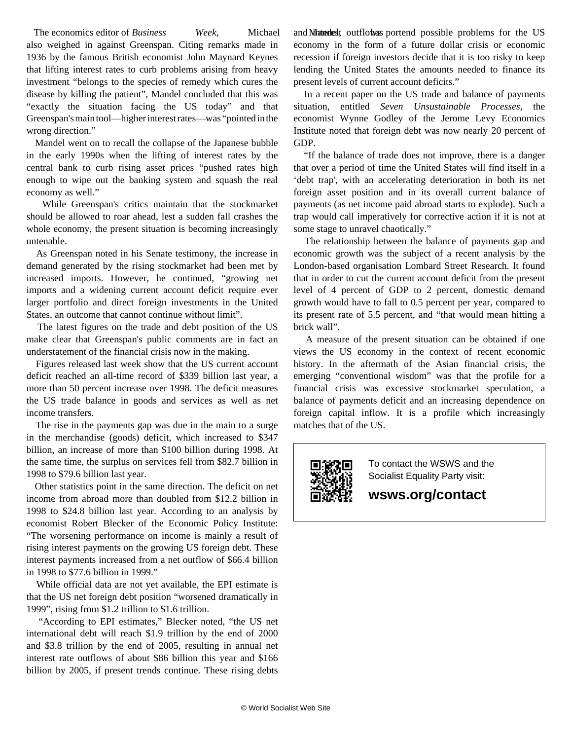The economics editor of *Business Week*, Michael Mandel, also weighed in against Greenspan. Citing remarks made in 1936 by the famous British economist John Maynard Keynes that lifting interest rates to curb problems arising from heavy investment "belongs to the species of remedy which cures the disease by killing the patient", Mandel concluded that this was "exactly the situation facing the US today" and that Greenspan's main tool—higher interest rates—was "pointed in the wrong direction."

Mandel went on to recall the collapse of the Japanese bubble in the early 1990s when the lifting of interest rates by the central bank to curb rising asset prices "pushed rates high enough to wipe out the banking system and squash the real economy as well."

While Greenspan's critics maintain that the stockmarket should be allowed to roar ahead, lest a sudden fall crashes the whole economy, the present situation is becoming increasingly untenable.

As Greenspan noted in his Senate testimony, the increase in demand generated by the rising stockmarket had been met by increased imports. However, he continued, "growing net imports and a widening current account deficit require ever larger portfolio and direct foreign investments in the United States, an outcome that cannot continue without limit".

The latest figures on the trade and debt position of the US make clear that Greenspan's public comments are in fact an understatement of the financial crisis now in the making.

Figures released last week show that the US current account deficit reached an all-time record of $339 billion last year, a more than 50 percent increase over 1998. The deficit measures the US trade balance in goods and services as well as net income transfers.

The rise in the payments gap was due in the main to a surge in the merchandise (goods) deficit, which increased to $347 billion, an increase of more than $100 billion during 1998. At the same time, the surplus on services fell from $82.7 billion in 1998 to $79.6 billion last year.

Other statistics point in the same direction. The deficit on net income from abroad more than doubled from $12.2 billion in 1998 to $24.8 billion last year. According to an analysis by economist Robert Blecker of the Economic Policy Institute: "The worsening performance on income is mainly a result of rising interest payments on the growing US foreign debt. These interest payments increased from a net outflow of $66.4 billion in 1998 to $77.6 billion in 1999."

While official data are not yet available, the EPI estimate is that the US net foreign debt position "worsened dramatically in 1999", rising from $1.2 trillion to $1.6 trillion.

"According to EPI estimates," Blecker noted, "the US net international debt will reach $1.9 trillion by the end of 2000 and $3.8 trillion by the end of 2005, resulting in annual net interest rate outflows of about $86 billion this year and $166 billion by 2005, if present trends continue. These rising debts and interest outflows portend possible problems for the US economy in the form of a future dollar crisis or economic recession if foreign investors decide that it is too risky to keep lending the United States the amounts needed to finance its present levels of current account deficits."

In a recent paper on the US trade and balance of payments situation, entitled *Seven Unsustainable Processes*, the economist Wynne Godley of the Jerome Levy Economics Institute noted that foreign debt was now nearly 20 percent of GDP.

"If the balance of trade does not improve, there is a danger that over a period of time the United States will find itself in a 'debt trap', with an accelerating deterioration in both its net foreign asset position and in its overall current balance of payments (as net income paid abroad starts to explode). Such a trap would call imperatively for corrective action if it is not at some stage to unravel chaotically."

The relationship between the balance of payments gap and economic growth was the subject of a recent analysis by the London-based organisation Lombard Street Research. It found that in order to cut the current account deficit from the present level of 4 percent of GDP to 2 percent, domestic demand growth would have to fall to 0.5 percent per year, compared to its present rate of 5.5 percent, and "that would mean hitting a brick wall".

A measure of the present situation can be obtained if one views the US economy in the context of recent economic history. In the aftermath of the Asian financial crisis, the emerging "conventional wisdom" was that the profile for a financial crisis was excessive stockmarket speculation, a balance of payments deficit and an increasing dependence on foreign capital inflow. It is a profile which increasingly matches that of the US.

To contact the WSWS and the Socialist Equality Party visit:

**wsws.org/contact**